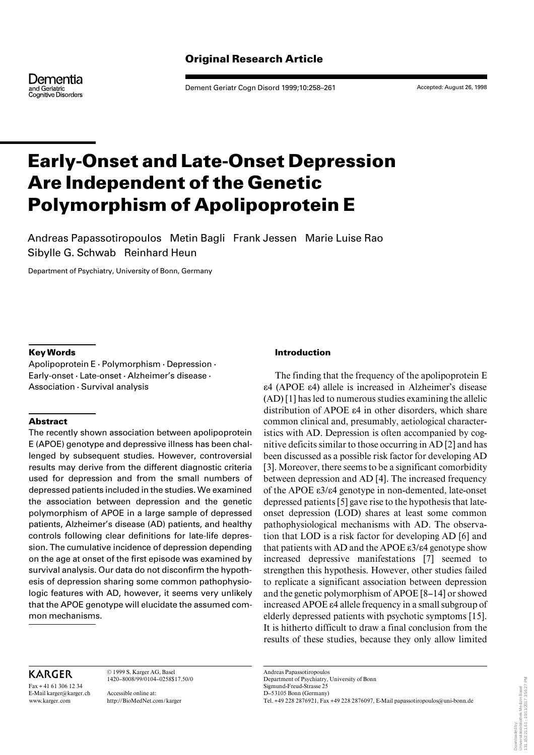Original Research Article

Accepted: August 26, 1998

# Early-Onset and Late-Onset Depression Are Independent of the Genetic Polymorphism of Apolipoprotein E

Andreas Papassotiropoulos Metin Bagli Frank Jessen Marie Luise Rao Sibylle G. Schwab Reinhard Heun

Department of Psychiatry, University of Bonn, Germany

### Key Words

Apolipoprotein E · Polymorphism · Depression · Early-onset · Late-onset · Alzheimer's disease · Association · Survival analysis

### Abstract

The recently shown association between apolipoprotein E (APOE) genotype and depressive illness has been challenged by subsequent studies. However, controversial results may derive from the different diagnostic criteria used for depression and from the small numbers of depressed patients included in the studies. We examined the association between depression and the genetic polymorphism of APOE in a large sample of depressed patients, Alzheimer's disease (AD) patients, and healthy controls following clear definitions for late-life depression. The cumulative incidence of depression depending on the age at onset of the first episode was examined by survival analysis. Our data do not disconfirm the hypothesis of depression sharing some common pathophysiologic features with AD, however, it seems very unlikely that the APOE genotype will elucidate the assumed common mechanisms.

### Introduction

The finding that the frequency of the apolipoprotein E ε4 (APOE ε4) allele is increased in Alzheimer's disease (AD) [1] has led to numerous studies examining the allelic distribution of APOE ε4 in other disorders, which share common clinical and, presumably, aetiological characteristics with AD. Depression is often accompanied by cognitive deficits similar to those occurring in AD [2] and has been discussed as a possible risk factor for developing AD [3]. Moreover, there seems to be a significant comorbidity between depression and AD [4]. The increased frequency of the APOE ε3/ε4 genotype in non-demented, late-onset depressed patients [5] gave rise to the hypothesis that late-onset depression (LOD) shares at least some common pathophysiological mechanisms with AD. The observation that LOD is a risk factor for developing AD [6] and that patients with AD and the APOE ε3/ε4 genotype show increased depressive manifestations [7] seemed to strengthen this hypothesis. However, other studies failed to replicate a significant association between depression and the genetic polymorphism of APOE [8–14] or showed increased APOE ε4 allele frequency in a small subgroup of elderly depressed patients with psychotic symptoms [15]. It is hitherto difficult to draw a final conclusion from the results of these studies, because they only allow limited

KARGER

Fax + 41 61 306 12 34
E-Mail karger@karger.ch
www.karger.com

© 1999 S. Karger AG, Basel
1420–8008/99/0104–0258$17.50/0

Accessible online at:
http://BioMedNet.com/karger

Andreas Papassotiropoulos
Department of Psychiatry, University of Bonn
Sigmund-Freud-Strasse 25
D–53105 Bonn (Germany)
Tel. +49 228 2876921, Fax +49 228 2876097, E-Mail papassotiropoulos@uni-bonn.de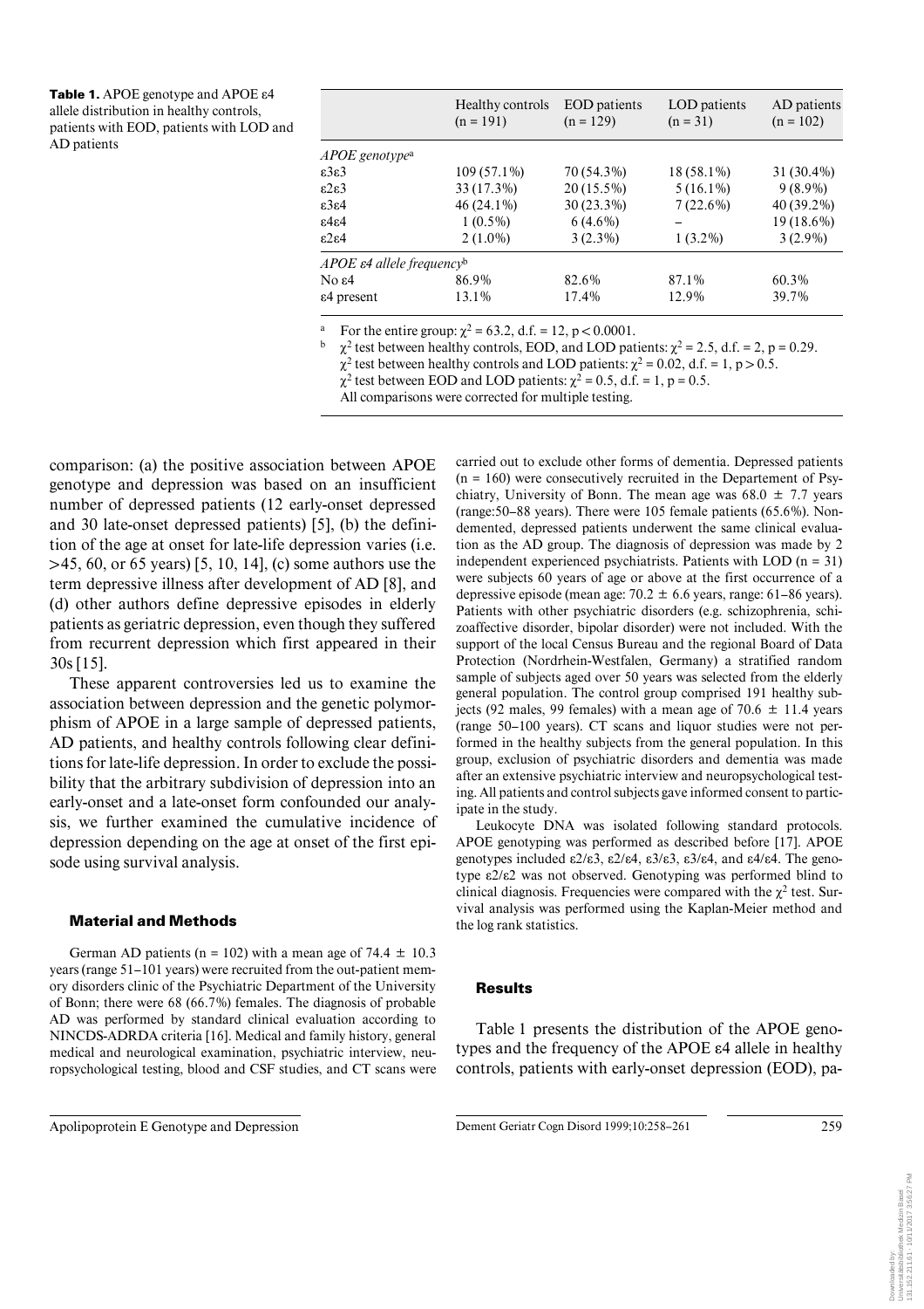**Table 1.** APOE genotype and APOE ε4 allele distribution in healthy controls, patients with EOD, patients with LOD and AD patients

| | Healthy controls (n = 191) | EOD patients (n = 129) | LOD patients (n = 31) | AD patients (n = 102) |
|---|---|---|---|---|
| *APOE genotype*[a] | | | | |
| ε3ε3 | 109 (57.1%) | 70 (54.3%) | 18 (58.1%) | 31 (30.4%) |
| ε2ε3 | 33 (17.3%) | 20 (15.5%) | 5 (16.1%) | 9 (8.9%) |
| ε3ε4 | 46 (24.1%) | 30 (23.3%) | 7 (22.6%) | 40 (39.2%) |
| ε4ε4 | 1 (0.5%) | 6 (4.6%) | – | 19 (18.6%) |
| ε2ε4 | 2 (1.0%) | 3 (2.3%) | 1 (3.2%) | 3 (2.9%) |
| *APOE ε4 allele frequency*[b] | | | | |
| No ε4 | 86.9% | 82.6% | 87.1% | 60.3% |
| ε4 present | 13.1% | 17.4% | 12.9% | 39.7% |

[a] For the entire group: $\chi^2 = 63.2$, d.f. = 12, $p < 0.0001$.

[b] $\chi^2$ test between healthy controls, EOD, and LOD patients: $\chi^2 = 2.5$, d.f. = 2, p = 0.29.
$\chi^2$ test between healthy controls and LOD patients: $\chi^2 = 0.02$, d.f. = 1, $p > 0.5$.
$\chi^2$ test between EOD and LOD patients: $\chi^2 = 0.5$, d.f. = 1, p = 0.5.
All comparisons were corrected for multiple testing.

comparison: (a) the positive association between APOE genotype and depression was based on an insufficient number of depressed patients (12 early-onset depressed and 30 late-onset depressed patients) [5], (b) the definition of the age at onset for late-life depression varies (i.e. >45, 60, or 65 years) [5, 10, 14], (c) some authors use the term depressive illness after development of AD [8], and (d) other authors define depressive episodes in elderly patients as geriatric depression, even though they suffered from recurrent depression which first appeared in their 30s [15].

These apparent controversies led us to examine the association between depression and the genetic polymorphism of APOE in a large sample of depressed patients, AD patients, and healthy controls following clear definitions for late-life depression. In order to exclude the possibility that the arbitrary subdivision of depression into an early-onset and a late-onset form confounded our analysis, we further examined the cumulative incidence of depression depending on the age at onset of the first episode using survival analysis.

## Material and Methods

German AD patients (n = 102) with a mean age of 74.4 ± 10.3 years (range 51–101 years) were recruited from the out-patient memory disorders clinic of the Psychiatric Department of the University of Bonn; there were 68 (66.7%) females. The diagnosis of probable AD was performed by standard clinical evaluation according to NINCDS-ADRDA criteria [16]. Medical and family history, general medical and neurological examination, psychiatric interview, neuropsychological testing, blood and CSF studies, and CT scans were carried out to exclude other forms of dementia. Depressed patients (n = 160) were consecutively recruited in the Departement of Psychiatry, University of Bonn. The mean age was 68.0 ± 7.7 years (range:50–88 years). There were 105 female patients (65.6%). Nondemented, depressed patients underwent the same clinical evaluation as the AD group. The diagnosis of depression was made by 2 independent experienced psychiatrists. Patients with LOD (n = 31) were subjects 60 years of age or above at the first occurrence of a depressive episode (mean age: 70.2 ± 6.6 years, range: 61–86 years). Patients with other psychiatric disorders (e.g. schizophrenia, schizoaffective disorder, bipolar disorder) were not included. With the support of the local Census Bureau and the regional Board of Data Protection (Nordrhein-Westfalen, Germany) a stratified random sample of subjects aged over 50 years was selected from the elderly general population. The control group comprised 191 healthy subjects (92 males, 99 females) with a mean age of 70.6 ± 11.4 years (range 50–100 years). CT scans and liquor studies were not performed in the healthy subjects from the general population. In this group, exclusion of psychiatric disorders and dementia was made after an extensive psychiatric interview and neuropsychological testing. All patients and control subjects gave informed consent to participate in the study.

Leukocyte DNA was isolated following standard protocols. APOE genotyping was performed as described before [17]. APOE genotypes included ε2/ε3, ε2/ε4, ε3/ε3, ε3/ε4, and ε4/ε4. The genotype ε2/ε2 was not observed. Genotyping was performed blind to clinical diagnosis. Frequencies were compared with the $\chi^2$ test. Survival analysis was performed using the Kaplan-Meier method and the log rank statistics.

## Results

Table 1 presents the distribution of the APOE genotypes and the frequency of the APOE ε4 allele in healthy controls, patients with early-onset depression (EOD), pa-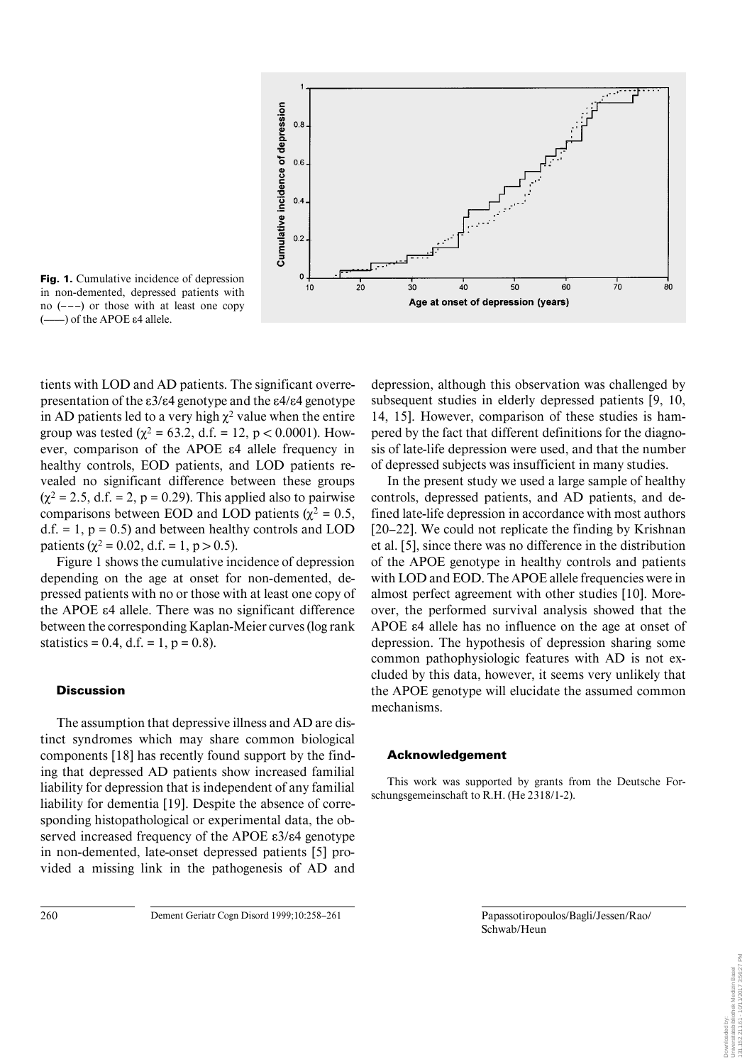**Fig. 1.** Cumulative incidence of depression in non-demented, depressed patients with no (– – –) or those with at least one copy (——) of the APOE ε4 allele.

tients with LOD and AD patients. The significant overrepresentation of the ε3/ε4 genotype and the ε4/ε4 genotype in AD patients led to a very high $\chi^2$ value when the entire group was tested ($\chi^2 = 63.2$, d.f. = 12, $p < 0.0001$). However, comparison of the APOE ε4 allele frequency in healthy controls, EOD patients, and LOD patients revealed no significant difference between these groups ($\chi^2 = 2.5$, d.f. = 2, $p = 0.29$). This applied also to pairwise comparisons between EOD and LOD patients ($\chi^2 = 0.5$, d.f. = 1, $p = 0.5$) and between healthy controls and LOD patients ($\chi^2 = 0.02$, d.f. = 1, $p > 0.5$).

Figure 1 shows the cumulative incidence of depression depending on the age at onset for non-demented, depressed patients with no or those with at least one copy of the APOE ε4 allele. There was no significant difference between the corresponding Kaplan-Meier curves (log rank statistics = 0.4, d.f. = 1, $p = 0.8$).

## Discussion

The assumption that depressive illness and AD are distinct syndromes which may share common biological components [18] has recently found support by the finding that depressed AD patients show increased familial liability for depression that is independent of any familial liability for dementia [19]. Despite the absence of corresponding histopathological or experimental data, the observed increased frequency of the APOE ε3/ε4 genotype in non-demented, late-onset depressed patients [5] provided a missing link in the pathogenesis of AD and depression, although this observation was challenged by subsequent studies in elderly depressed patients [9, 10, 14, 15]. However, comparison of these studies is hampered by the fact that different definitions for the diagnosis of late-life depression were used, and that the number of depressed subjects was insufficient in many studies.

In the present study we used a large sample of healthy controls, depressed patients, and AD patients, and defined late-life depression in accordance with most authors [20–22]. We could not replicate the finding by Krishnan et al. [5], since there was no difference in the distribution of the APOE genotype in healthy controls and patients with LOD and EOD. The APOE allele frequencies were in almost perfect agreement with other studies [10]. Moreover, the performed survival analysis showed that the APOE ε4 allele has no influence on the age at onset of depression. The hypothesis of depression sharing some common pathophysiologic features with AD is not excluded by this data, however, it seems very unlikely that the APOE genotype will elucidate the assumed common mechanisms.

## Acknowledgement

This work was supported by grants from the Deutsche Forschungsgemeinschaft to R.H. (He 2318/1-2).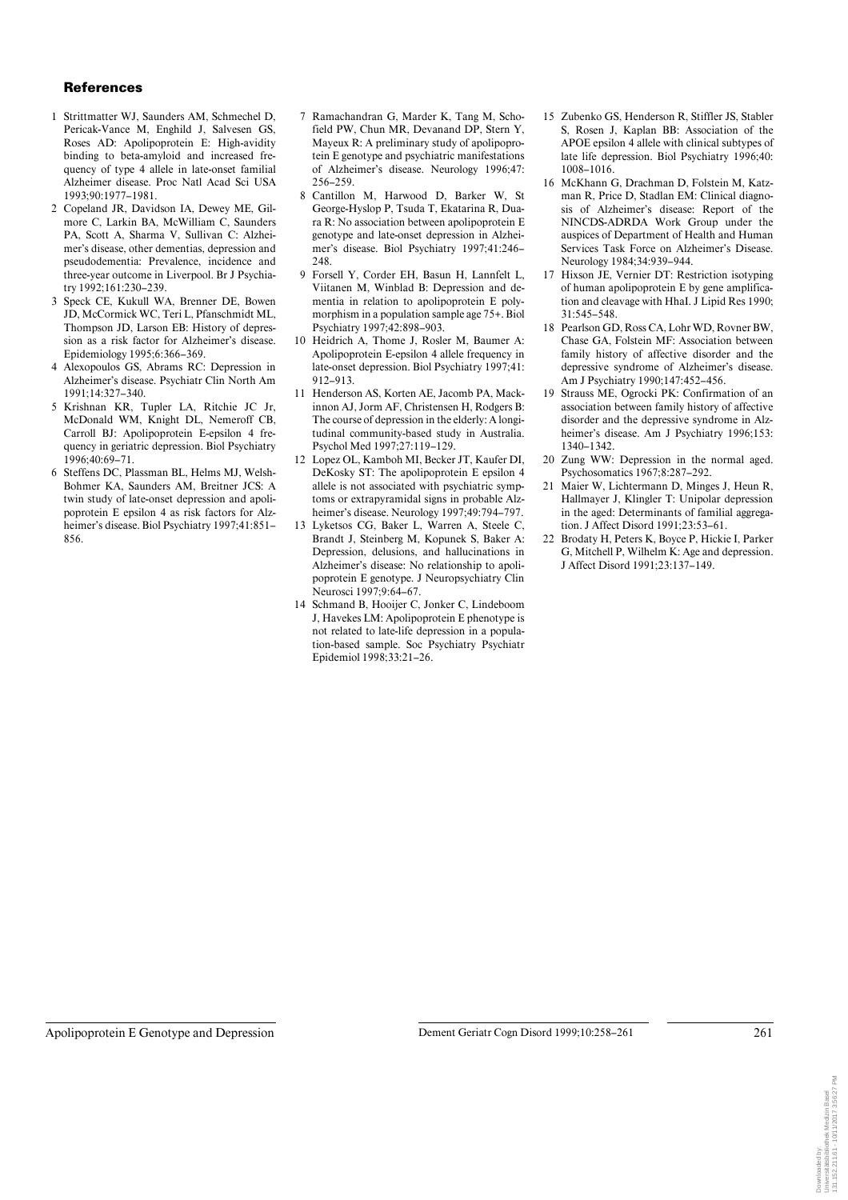## References

1 Strittmatter WJ, Saunders AM, Schmechel D, Pericak-Vance M, Enghild J, Salvesen GS, Roses AD: Apolipoprotein E: High-avidity binding to beta-amyloid and increased frequency of type 4 allele in late-onset familial Alzheimer disease. Proc Natl Acad Sci USA 1993;90:1977–1981.

2 Copeland JR, Davidson IA, Dewey ME, Gilmore C, Larkin BA, McWilliam C, Saunders PA, Scott A, Sharma V, Sullivan C: Alzheimer's disease, other dementias, depression and pseudodementia: Prevalence, incidence and three-year outcome in Liverpool. Br J Psychiatry 1992;161:230–239.

3 Speck CE, Kukull WA, Brenner DE, Bowen JD, McCormick WC, Teri L, Pfanschmidt ML, Thompson JD, Larson EB: History of depression as a risk factor for Alzheimer's disease. Epidemiology 1995;6:366–369.

4 Alexopoulos GS, Abrams RC: Depression in Alzheimer's disease. Psychiatr Clin North Am 1991;14:327–340.

5 Krishnan KR, Tupler LA, Ritchie JC Jr, McDonald WM, Knight DL, Nemeroff CB, Carroll BJ: Apolipoprotein E-epsilon 4 frequency in geriatric depression. Biol Psychiatry 1996;40:69–71.

6 Steffens DC, Plassman BL, Helms MJ, Welsh-Bohmer KA, Saunders AM, Breitner JCS: A twin study of late-onset depression and apolipoprotein E epsilon 4 as risk factors for Alzheimer's disease. Biol Psychiatry 1997;41:851–856.

7 Ramachandran G, Marder K, Tang M, Schofield PW, Chun MR, Devanand DP, Stern Y, Mayeux R: A preliminary study of apolipoprotein E genotype and psychiatric manifestations of Alzheimer's disease. Neurology 1996;47:256–259.

8 Cantillon M, Harwood D, Barker W, St George-Hyslop P, Tsuda T, Ekatarina R, Duara R: No association between apolipoprotein E genotype and late-onset depression in Alzheimer's disease. Biol Psychiatry 1997;41:246–248.

9 Forsell Y, Corder EH, Basun H, Lannfelt L, Viitanen M, Winblad B: Depression and dementia in relation to apolipoprotein E polymorphism in a population sample age 75+. Biol Psychiatry 1997;42:898–903.

10 Heidrich A, Thome J, Rosler M, Baumer A: Apolipoprotein E-epsilon 4 allele frequency in late-onset depression. Biol Psychiatry 1997;41:912–913.

11 Henderson AS, Korten AE, Jacomb PA, Mackinnon AJ, Jorm AF, Christensen H, Rodgers B: The course of depression in the elderly: A longitudinal community-based study in Australia. Psychol Med 1997;27:119–129.

12 Lopez OL, Kamboh MI, Becker JT, Kaufer DI, DeKosky ST: The apolipoprotein E epsilon 4 allele is not associated with psychiatric symptoms or extrapyramidal signs in probable Alzheimer's disease. Neurology 1997;49:794–797.

13 Lyketsos CG, Baker L, Warren A, Steele C, Brandt J, Steinberg M, Kopunek S, Baker A: Depression, delusions, and hallucinations in Alzheimer's disease: No relationship to apolipoprotein E genotype. J Neuropsychiatry Clin Neurosci 1997;9:64–67.

14 Schmand B, Hooijer C, Jonker C, Lindeboom J, Havekes LM: Apolipoprotein E phenotype is not related to late-life depression in a population-based sample. Soc Psychiatry Psychiatr Epidemiol 1998;33:21–26.

15 Zubenko GS, Henderson R, Stiffler JS, Stabler S, Rosen J, Kaplan BB: Association of the APOE epsilon 4 allele with clinical subtypes of late life depression. Biol Psychiatry 1996;40:1008–1016.

16 McKhann G, Drachman D, Folstein M, Katzman R, Price D, Stadlan EM: Clinical diagnosis of Alzheimer's disease: Report of the NINCDS-ADRDA Work Group under the auspices of Department of Health and Human Services Task Force on Alzheimer's Disease. Neurology 1984;34:939–944.

17 Hixson JE, Vernier DT: Restriction isotyping of human apolipoprotein E by gene amplification and cleavage with HhaI. J Lipid Res 1990;31:545–548.

18 Pearlson GD, Ross CA, Lohr WD, Rovner BW, Chase GA, Folstein MF: Association between family history of affective disorder and the depressive syndrome of Alzheimer's disease. Am J Psychiatry 1990;147:452–456.

19 Strauss ME, Ogrocki PK: Confirmation of an association between family history of affective disorder and the depressive syndrome in Alzheimer's disease. Am J Psychiatry 1996;153:1340–1342.

20 Zung WW: Depression in the normal aged. Psychosomatics 1967;8:287–292.

21 Maier W, Lichtermann D, Minges J, Heun R, Hallmayer J, Klingler T: Unipolar depression in the aged: Determinants of familial aggregation. J Affect Disord 1991;23:53–61.

22 Brodaty H, Peters K, Boyce P, Hickie I, Parker G, Mitchell P, Wilhelm K: Age and depression. J Affect Disord 1991;23:137–149.